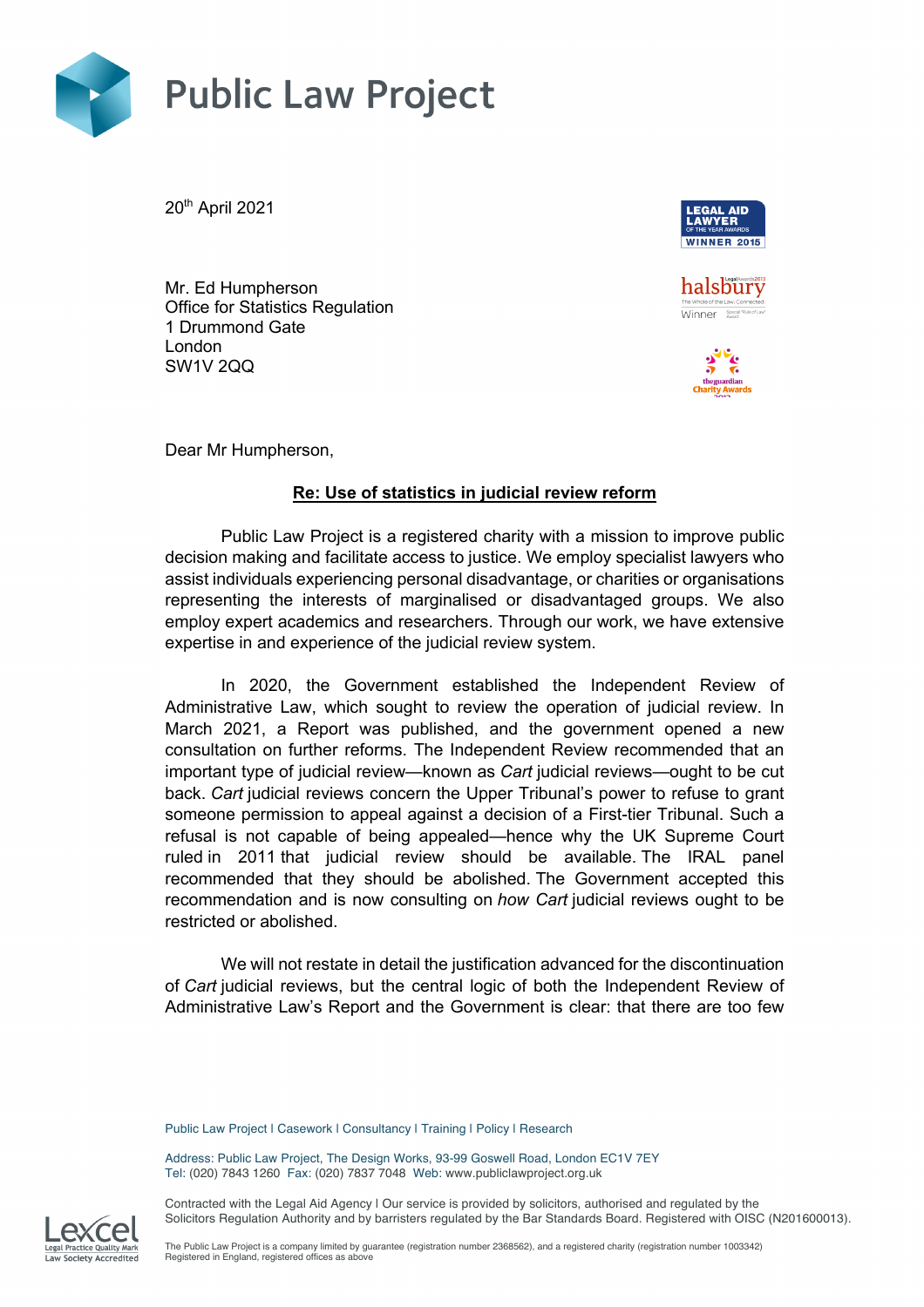# Public Law Project

20th April 2021

Mr. Ed Humpherson
Office for Statistics Regulation
1 Drummond Gate
London
SW1V 2QQ

Dear Mr Humpherson,

**Re: Use of statistics in judicial review reform**

Public Law Project is a registered charity with a mission to improve public decision making and facilitate access to justice. We employ specialist lawyers who assist individuals experiencing personal disadvantage, or charities or organisations representing the interests of marginalised or disadvantaged groups. We also employ expert academics and researchers. Through our work, we have extensive expertise in and experience of the judicial review system.

In 2020, the Government established the Independent Review of Administrative Law, which sought to review the operation of judicial review. In March 2021, a Report was published, and the government opened a new consultation on further reforms. The Independent Review recommended that an important type of judicial review—known as *Cart* judicial reviews—ought to be cut back. *Cart* judicial reviews concern the Upper Tribunal's power to refuse to grant someone permission to appeal against a decision of a First-tier Tribunal. Such a refusal is not capable of being appealed—hence why the UK Supreme Court ruled in 2011 that judicial review should be available. The IRAL panel recommended that they should be abolished. The Government accepted this recommendation and is now consulting on *how Cart* judicial reviews ought to be restricted or abolished.

We will not restate in detail the justification advanced for the discontinuation of *Cart* judicial reviews, but the central logic of both the Independent Review of Administrative Law's Report and the Government is clear: that there are too few

Public Law Project | Casework | Consultancy | Training | Policy | Research

Address: Public Law Project, The Design Works, 93-99 Goswell Road, London EC1V 7EY
Tel: (020) 7843 1260 Fax: (020) 7837 7048 Web: www.publiclawproject.org.uk

Contracted with the Legal Aid Agency | Our service is provided by solicitors, authorised and regulated by the Solicitors Regulation Authority and by barristers regulated by the Bar Standards Board. Registered with OISC (N201600013).

The Public Law Project is a company limited by guarantee (registration number 2368562), and a registered charity (registration number 1003342) Registered in England, registered offices as above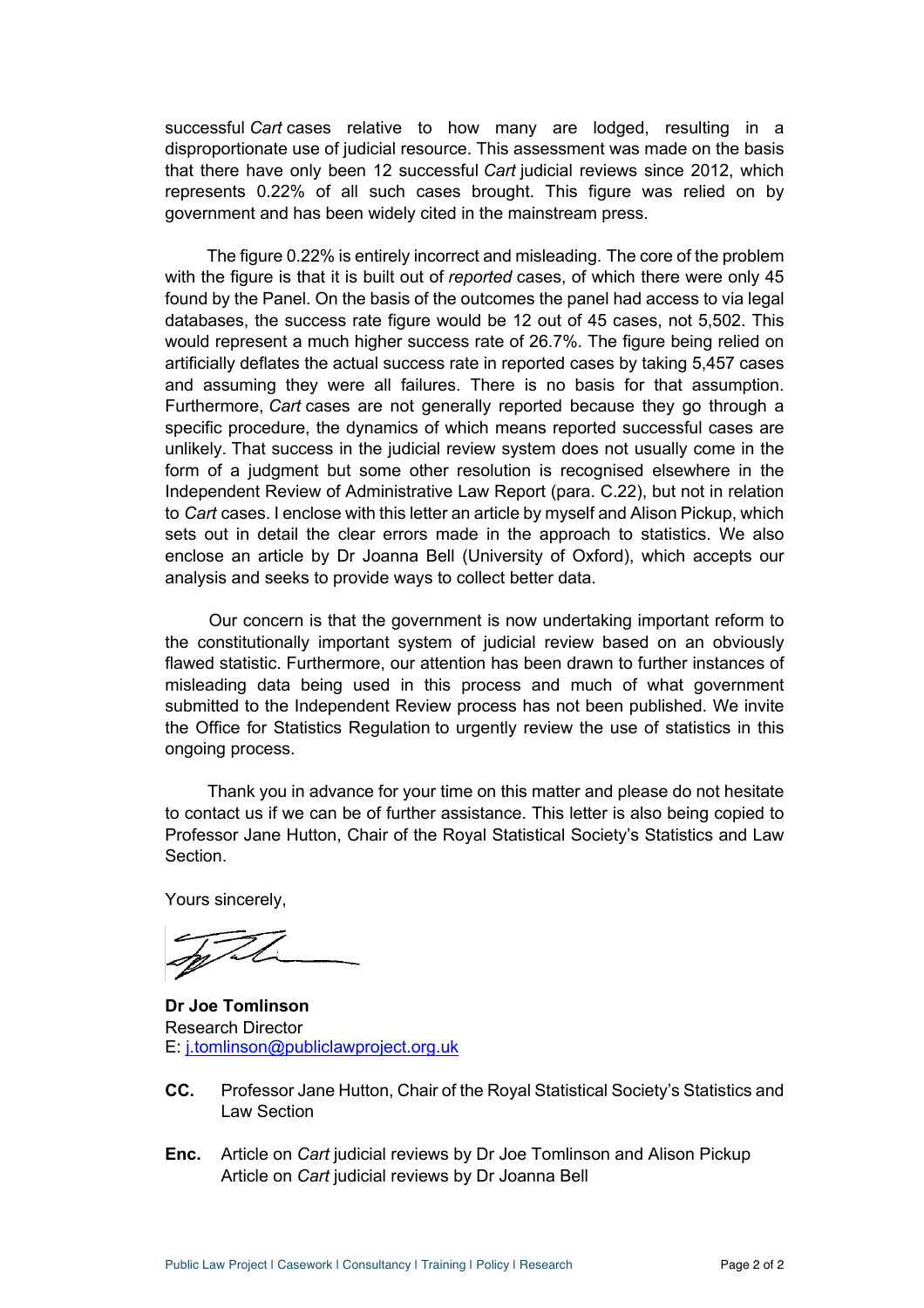successful *Cart* cases relative to how many are lodged, resulting in a disproportionate use of judicial resource. This assessment was made on the basis that there have only been 12 successful *Cart* judicial reviews since 2012, which represents 0.22% of all such cases brought. This figure was relied on by government and has been widely cited in the mainstream press.

The figure 0.22% is entirely incorrect and misleading. The core of the problem with the figure is that it is built out of *reported* cases, of which there were only 45 found by the Panel. On the basis of the outcomes the panel had access to via legal databases, the success rate figure would be 12 out of 45 cases, not 5,502. This would represent a much higher success rate of 26.7%. The figure being relied on artificially deflates the actual success rate in reported cases by taking 5,457 cases and assuming they were all failures. There is no basis for that assumption. Furthermore, *Cart* cases are not generally reported because they go through a specific procedure, the dynamics of which means reported successful cases are unlikely. That success in the judicial review system does not usually come in the form of a judgment but some other resolution is recognised elsewhere in the Independent Review of Administrative Law Report (para. C.22), but not in relation to *Cart* cases. I enclose with this letter an article by myself and Alison Pickup, which sets out in detail the clear errors made in the approach to statistics. We also enclose an article by Dr Joanna Bell (University of Oxford), which accepts our analysis and seeks to provide ways to collect better data.

Our concern is that the government is now undertaking important reform to the constitutionally important system of judicial review based on an obviously flawed statistic. Furthermore, our attention has been drawn to further instances of misleading data being used in this process and much of what government submitted to the Independent Review process has not been published. We invite the Office for Statistics Regulation to urgently review the use of statistics in this ongoing process.

Thank you in advance for your time on this matter and please do not hesitate to contact us if we can be of further assistance. This letter is also being copied to Professor Jane Hutton, Chair of the Royal Statistical Society's Statistics and Law Section.

Yours sincerely,

**Dr Joe Tomlinson**
Research Director
E: j.tomlinson@publiclawproject.org.uk

**CC.** Professor Jane Hutton, Chair of the Royal Statistical Society's Statistics and Law Section

**Enc.** Article on *Cart* judicial reviews by Dr Joe Tomlinson and Alison Pickup
Article on *Cart* judicial reviews by Dr Joanna Bell